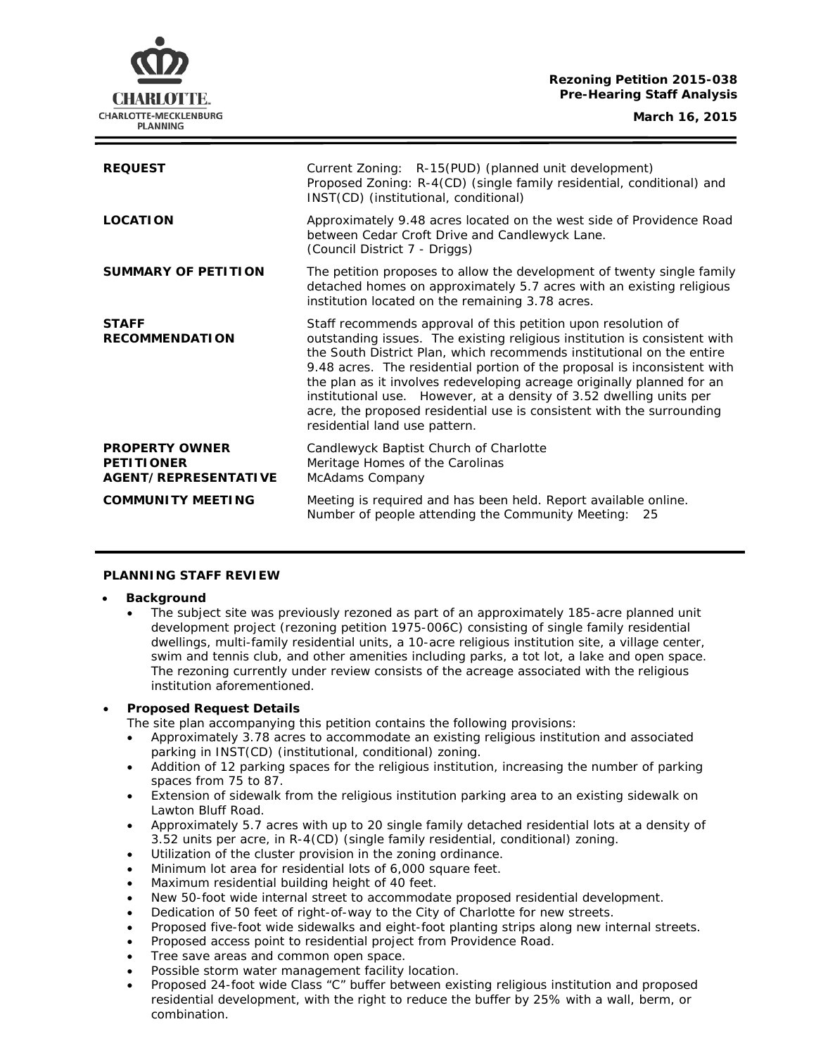**Rezoning Petition 2015-038**
**Pre-Hearing Staff Analysis**

**March 16, 2015**

| | |
|---|---|
| **REQUEST** | Current Zoning: R-15(PUD) (planned unit development)<br>Proposed Zoning: R-4(CD) (single family residential, conditional) and INST(CD) (institutional, conditional) |
| **LOCATION** | Approximately 9.48 acres located on the west side of Providence Road between Cedar Croft Drive and Candlewyck Lane.<br>(Council District 7 - Driggs) |
| **SUMMARY OF PETITION** | The petition proposes to allow the development of twenty single family detached homes on approximately 5.7 acres with an existing religious institution located on the remaining 3.78 acres. |
| **STAFF RECOMMENDATION** | Staff recommends approval of this petition upon resolution of outstanding issues. The existing religious institution is consistent with the South District Plan, which recommends institutional on the entire 9.48 acres. The residential portion of the proposal is inconsistent with the plan as it involves redeveloping acreage originally planned for an institutional use. However, at a density of 3.52 dwelling units per acre, the proposed residential use is consistent with the surrounding residential land use pattern. |
| **PROPERTY OWNER**<br>**PETITIONER**<br>**AGENT/REPRESENTATIVE** | Candlewyck Baptist Church of Charlotte<br>Meritage Homes of the Carolinas<br>McAdams Company |
| **COMMUNITY MEETING** | Meeting is required and has been held. Report available online.<br>Number of people attending the Community Meeting: 25 |

## PLANNING STAFF REVIEW

- **Background**
  - The subject site was previously rezoned as part of an approximately 185-acre planned unit development project (rezoning petition 1975-006C) consisting of single family residential dwellings, multi-family residential units, a 10-acre religious institution site, a village center, swim and tennis club, and other amenities including parks, a tot lot, a lake and open space. The rezoning currently under review consists of the acreage associated with the religious institution aforementioned.

- **Proposed Request Details**

  The site plan accompanying this petition contains the following provisions:
  - Approximately 3.78 acres to accommodate an existing religious institution and associated parking in INST(CD) (institutional, conditional) zoning.
  - Addition of 12 parking spaces for the religious institution, increasing the number of parking spaces from 75 to 87.
  - Extension of sidewalk from the religious institution parking area to an existing sidewalk on Lawton Bluff Road.
  - Approximately 5.7 acres with up to 20 single family detached residential lots at a density of 3.52 units per acre, in R-4(CD) (single family residential, conditional) zoning.
  - Utilization of the cluster provision in the zoning ordinance.
  - Minimum lot area for residential lots of 6,000 square feet.
  - Maximum residential building height of 40 feet.
  - New 50-foot wide internal street to accommodate proposed residential development.
  - Dedication of 50 feet of right-of-way to the City of Charlotte for new streets.
  - Proposed five-foot wide sidewalks and eight-foot planting strips along new internal streets.
  - Proposed access point to residential project from Providence Road.
  - Tree save areas and common open space.
  - Possible storm water management facility location.
  - Proposed 24-foot wide Class "C" buffer between existing religious institution and proposed residential development, with the right to reduce the buffer by 25% with a wall, berm, or combination.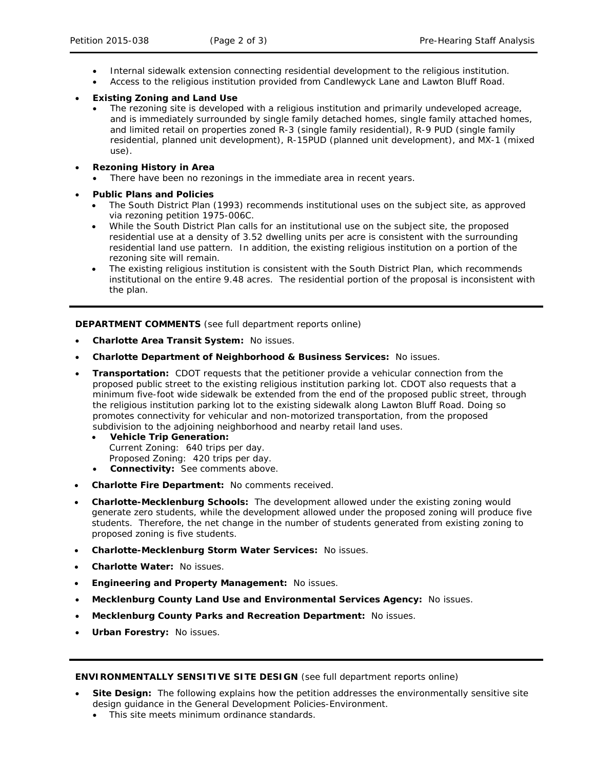- Internal sidewalk extension connecting residential development to the religious institution.
- Access to the religious institution provided from Candlewyck Lane and Lawton Bluff Road.

- **Existing Zoning and Land Use**
  - The rezoning site is developed with a religious institution and primarily undeveloped acreage, and is immediately surrounded by single family detached homes, single family attached homes, and limited retail on properties zoned R-3 (single family residential), R-9 PUD (single family residential, planned unit development), R-15PUD (planned unit development), and MX-1 (mixed use).

- **Rezoning History in Area**
  - There have been no rezonings in the immediate area in recent years.

- **Public Plans and Policies**
  - The South District Plan (1993) recommends institutional uses on the subject site, as approved via rezoning petition 1975-006C.
  - While the South District Plan calls for an institutional use on the subject site, the proposed residential use at a density of 3.52 dwelling units per acre is consistent with the surrounding residential land use pattern. In addition, the existing religious institution on a portion of the rezoning site will remain.
  - The existing religious institution is consistent with the South District Plan, which recommends institutional on the entire 9.48 acres. The residential portion of the proposal is inconsistent with the plan.

---

**DEPARTMENT COMMENTS** (see full department reports online)

- **Charlotte Area Transit System:** No issues.
- **Charlotte Department of Neighborhood & Business Services:** No issues.
- **Transportation:** CDOT requests that the petitioner provide a vehicular connection from the proposed public street to the existing religious institution parking lot. CDOT also requests that a minimum five-foot wide sidewalk be extended from the end of the proposed public street, through the religious institution parking lot to the existing sidewalk along Lawton Bluff Road. Doing so promotes connectivity for vehicular and non-motorized transportation, from the proposed subdivision to the adjoining neighborhood and nearby retail land uses.
  - **Vehicle Trip Generation:**
    Current Zoning: 640 trips per day.
    Proposed Zoning: 420 trips per day.
  - **Connectivity:** See comments above.
- **Charlotte Fire Department:** No comments received.
- **Charlotte-Mecklenburg Schools:** The development allowed under the existing zoning would generate zero students, while the development allowed under the proposed zoning will produce five students. Therefore, the net change in the number of students generated from existing zoning to proposed zoning is five students.
- **Charlotte-Mecklenburg Storm Water Services:** No issues.
- **Charlotte Water:** No issues.
- **Engineering and Property Management:** No issues.
- **Mecklenburg County Land Use and Environmental Services Agency:** No issues.
- **Mecklenburg County Parks and Recreation Department:** No issues.
- **Urban Forestry:** No issues.

---

**ENVIRONMENTALLY SENSITIVE SITE DESIGN** (see full department reports online)

- **Site Design:** The following explains how the petition addresses the environmentally sensitive site design guidance in the General Development Policies-Environment.
  - This site meets minimum ordinance standards.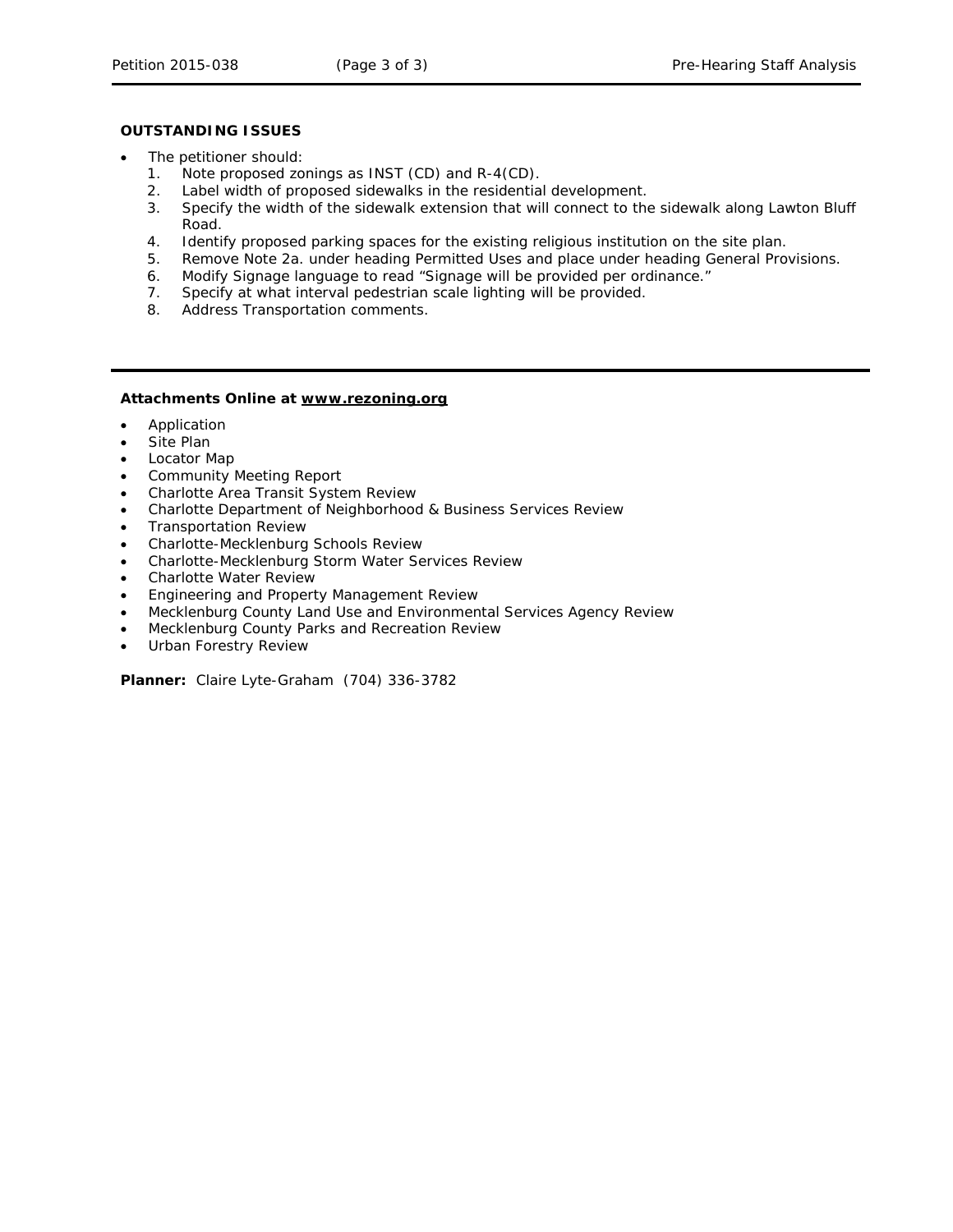**OUTSTANDING ISSUES**

- The petitioner should:
  1. Note proposed zonings as INST (CD) and R-4(CD).
  2. Label width of proposed sidewalks in the residential development.
  3. Specify the width of the sidewalk extension that will connect to the sidewalk along Lawton Bluff Road.
  4. Identify proposed parking spaces for the existing religious institution on the site plan.
  5. Remove Note 2a. under heading Permitted Uses and place under heading General Provisions.
  6. Modify Signage language to read "Signage will be provided per ordinance."
  7. Specify at what interval pedestrian scale lighting will be provided.
  8. Address Transportation comments.

---

**Attachments Online at www.rezoning.org**

- Application
- Site Plan
- Locator Map
- Community Meeting Report
- Charlotte Area Transit System Review
- Charlotte Department of Neighborhood & Business Services Review
- Transportation Review
- Charlotte-Mecklenburg Schools Review
- Charlotte-Mecklenburg Storm Water Services Review
- Charlotte Water Review
- Engineering and Property Management Review
- Mecklenburg County Land Use and Environmental Services Agency Review
- Mecklenburg County Parks and Recreation Review
- Urban Forestry Review

**Planner:** Claire Lyte-Graham (704) 336-3782